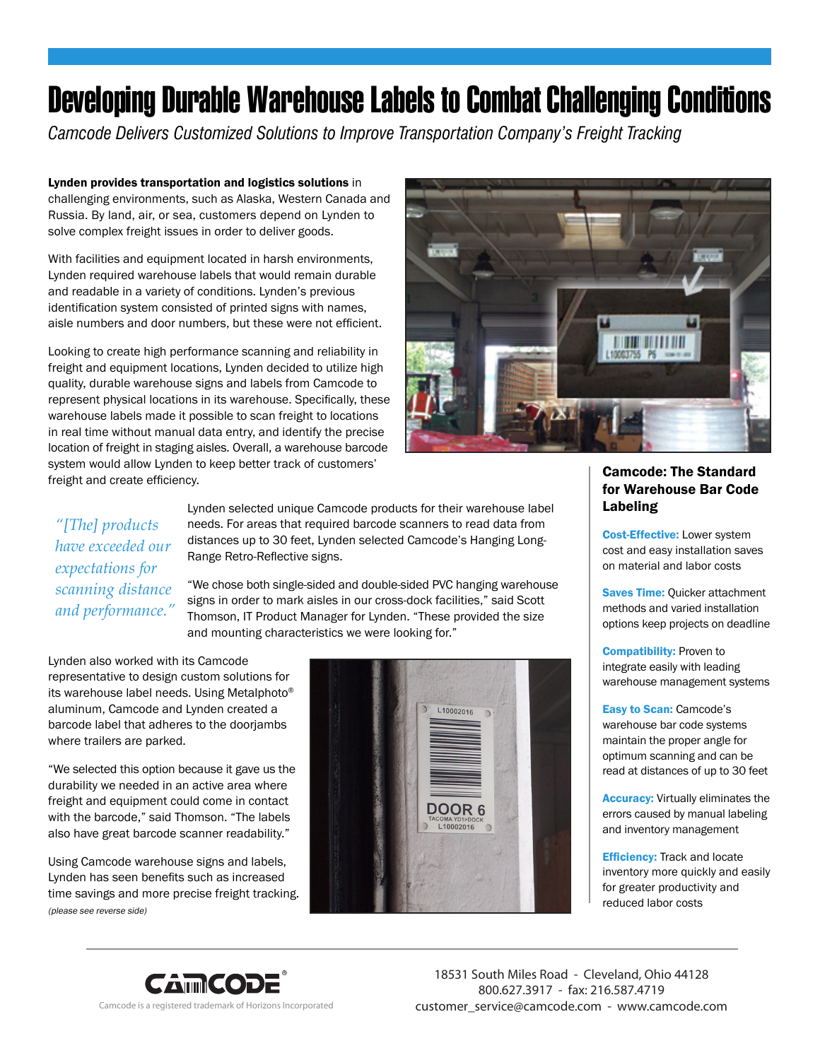# Developing Durable Warehouse Labels to Combat Challenging Conditions

*Camcode Delivers Customized Solutions to Improve Transportation Company's Freight Tracking*

**Lynden provides transportation and logistics solutions** in challenging environments, such as Alaska, Western Canada and Russia. By land, air, or sea, customers depend on Lynden to solve complex freight issues in order to deliver goods.

With facilities and equipment located in harsh environments, Lynden required warehouse labels that would remain durable and readable in a variety of conditions. Lynden's previous identification system consisted of printed signs with names, aisle numbers and door numbers, but these were not efficient.

Looking to create high performance scanning and reliability in freight and equipment locations, Lynden decided to utilize high quality, durable warehouse signs and labels from Camcode to represent physical locations in its warehouse. Specifically, these warehouse labels made it possible to scan freight to locations in real time without manual data entry, and identify the precise location of freight in staging aisles. Overall, a warehouse barcode system would allow Lynden to keep better track of customers' freight and create efficiency.

*"[The] products have exceeded our expectations for scanning distance and performance."*

Lynden selected unique Camcode products for their warehouse label needs. For areas that required barcode scanners to read data from distances up to 30 feet, Lynden selected Camcode's Hanging Long-Range Retro-Reflective signs.

"We chose both single-sided and double-sided PVC hanging warehouse signs in order to mark aisles in our cross-dock facilities," said Scott Thomson, IT Product Manager for Lynden. "These provided the size and mounting characteristics we were looking for."

Lynden also worked with its Camcode representative to design custom solutions for its warehouse label needs. Using Metalphoto® aluminum, Camcode and Lynden created a barcode label that adheres to the doorjambs where trailers are parked.

"We selected this option because it gave us the durability we needed in an active area where freight and equipment could come in contact with the barcode," said Thomson. "The labels also have great barcode scanner readability."

Using Camcode warehouse signs and labels, Lynden has seen benefits such as increased time savings and more precise freight tracking.

*(please see reverse side)*

## Camcode: The Standard for Warehouse Bar Code Labeling

**Cost-Effective:** Lower system cost and easy installation saves on material and labor costs

**Saves Time:** Quicker attachment methods and varied installation options keep projects on deadline

**Compatibility:** Proven to integrate easily with leading warehouse management systems

**Easy to Scan:** Camcode's warehouse bar code systems maintain the proper angle for optimum scanning and can be read at distances of up to 30 feet

**Accuracy:** Virtually eliminates the errors caused by manual labeling and inventory management

**Efficiency:** Track and locate inventory more quickly and easily for greater productivity and reduced labor costs

CAMCODE®

Camcode is a registered trademark of Horizons Incorporated

18531 South Miles Road - Cleveland, Ohio 44128
800.627.3917 - fax: 216.587.4719
customer_service@camcode.com - www.camcode.com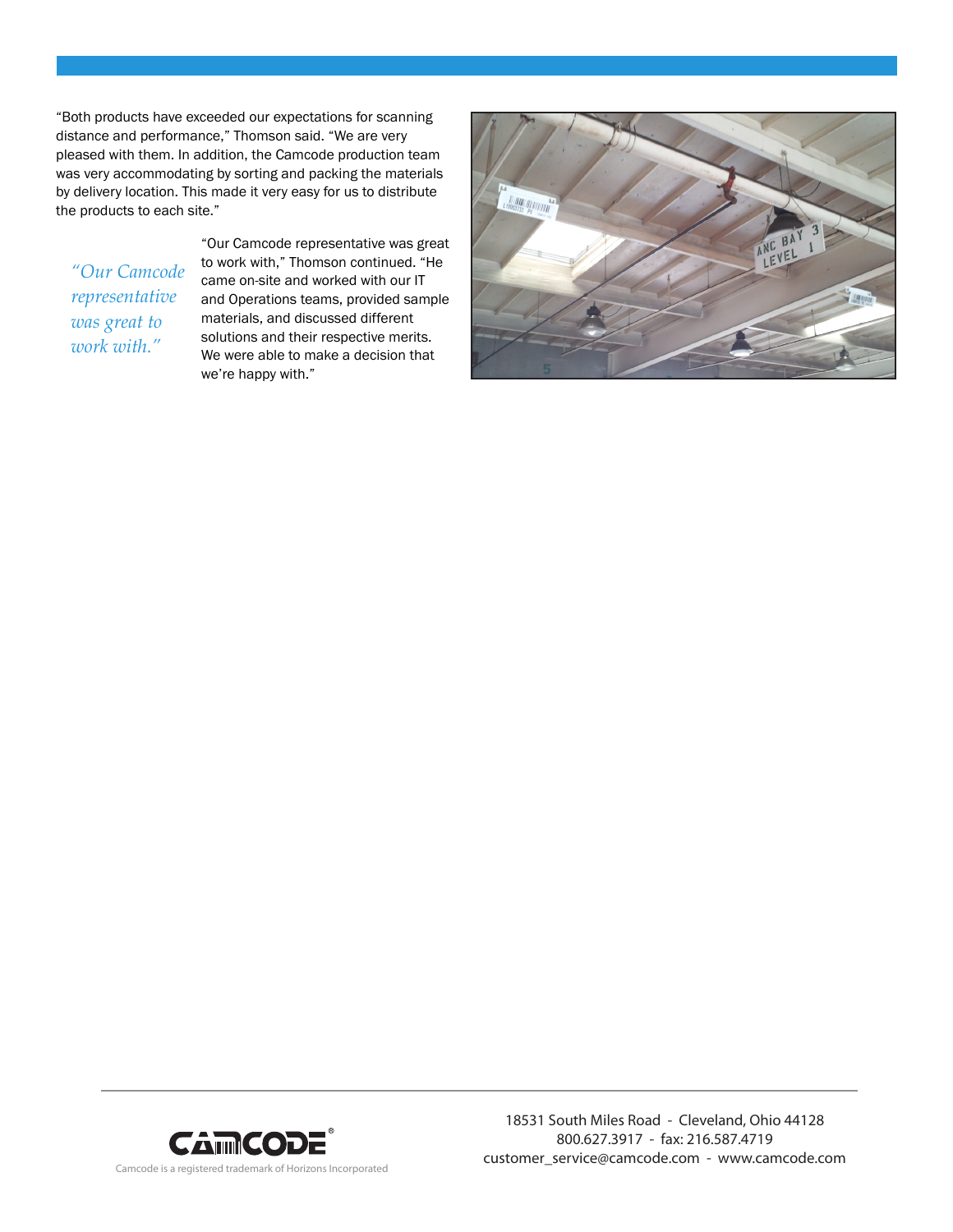"Both products have exceeded our expectations for scanning distance and performance," Thomson said. "We are very pleased with them. In addition, the Camcode production team was very accommodating by sorting and packing the materials by delivery location. This made it very easy for us to distribute the products to each site."

*"Our Camcode representative was great to work with."*

"Our Camcode representative was great to work with," Thomson continued. "He came on-site and worked with our IT and Operations teams, provided sample materials, and discussed different solutions and their respective merits. We were able to make a decision that we're happy with."

CAMCODE®

Camcode is a registered trademark of Horizons Incorporated

18531 South Miles Road - Cleveland, Ohio 44128
800.627.3917 - fax: 216.587.4719
customer_service@camcode.com - www.camcode.com